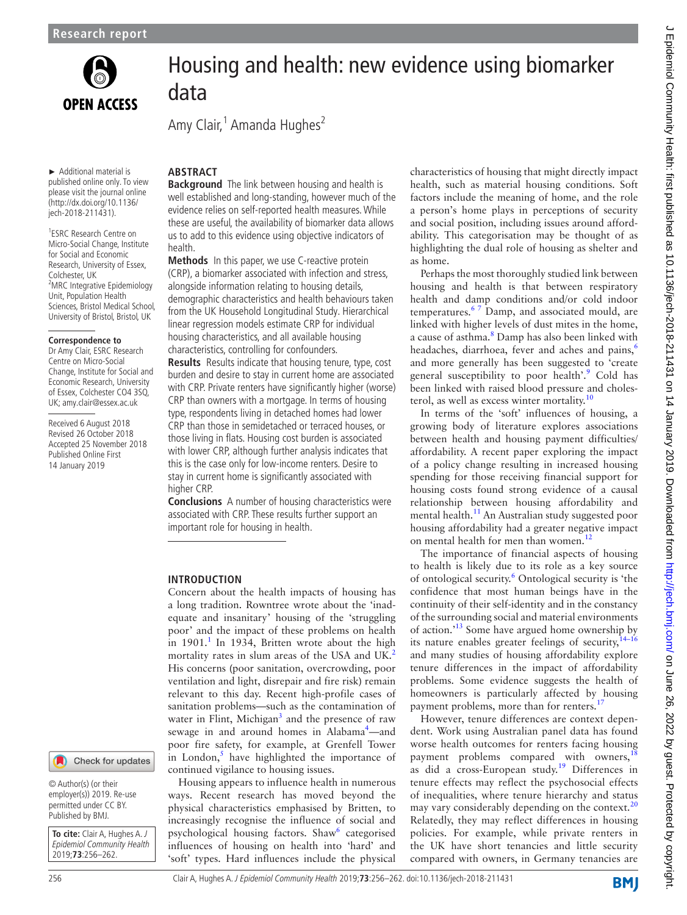Research report

# Housing and health: new evidence using biomarker data

Amy Clair,[1] Amanda Hughes[2]

► Additional material is published online only. To view please visit the journal online (http://dx.doi.org/10.1136/jech-2018-211431).

[1]ESRC Research Centre on Micro-Social Change, Institute for Social and Economic Research, University of Essex, Colchester, UK
[2]MRC Integrative Epidemiology Unit, Population Health Sciences, Bristol Medical School, University of Bristol, Bristol, UK

**Correspondence to**
Dr Amy Clair, ESRC Research Centre on Micro-Social Change, Institute for Social and Economic Research, University of Essex, Colchester CO4 3SQ, UK; amy.clair@essex.ac.uk

Received 6 August 2018
Revised 26 October 2018
Accepted 25 November 2018
Published Online First 14 January 2019

© Author(s) (or their employer(s)) 2019. Re-use permitted under CC BY. Published by BMJ.

**To cite:** Clair A, Hughes A. *J Epidemiol Community Health* 2019;**73**:256–262.

## ABSTRACT

**Background** The link between housing and health is well established and long-standing, however much of the evidence relies on self-reported health measures. While these are useful, the availability of biomarker data allows us to add to this evidence using objective indicators of health.

**Methods** In this paper, we use C-reactive protein (CRP), a biomarker associated with infection and stress, alongside information relating to housing details, demographic characteristics and health behaviours taken from the UK Household Longitudinal Study. Hierarchical linear regression models estimate CRP for individual housing characteristics, and all available housing characteristics, controlling for confounders.

**Results** Results indicate that housing tenure, type, cost burden and desire to stay in current home are associated with CRP. Private renters have significantly higher (worse) CRP than owners with a mortgage. In terms of housing type, respondents living in detached homes had lower CRP than those in semidetached or terraced houses, or those living in flats. Housing cost burden is associated with lower CRP, although further analysis indicates that this is the case only for low-income renters. Desire to stay in current home is significantly associated with higher CRP.

**Conclusions** A number of housing characteristics were associated with CRP. These results further support an important role for housing in health.

## INTRODUCTION

Concern about the health impacts of housing has a long tradition. Rowntree wrote about the 'inadequate and insanitary' housing of the 'struggling poor' and the impact of these problems on health in 1901.[1] In 1934, Britten wrote about the high mortality rates in slum areas of the USA and UK.[2] His concerns (poor sanitation, overcrowding, poor ventilation and light, disrepair and fire risk) remain relevant to this day. Recent high-profile cases of sanitation problems—such as the contamination of water in Flint, Michigan[3] and the presence of raw sewage in and around homes in Alabama[4]—and poor fire safety, for example, at Grenfell Tower in London,[5] have highlighted the importance of continued vigilance to housing issues.

Housing appears to influence health in numerous ways. Recent research has moved beyond the physical characteristics emphasised by Britten, to increasingly recognise the influence of social and psychological housing factors. Shaw[6] categorised influences of housing on health into 'hard' and 'soft' types. Hard influences include the physical characteristics of housing that might directly impact health, such as material housing conditions. Soft factors include the meaning of home, and the role a person's home plays in perceptions of security and social position, including issues around affordability. This categorisation may be thought of as highlighting the dual role of housing as shelter and as home.

Perhaps the most thoroughly studied link between housing and health is that between respiratory health and damp conditions and/or cold indoor temperatures.[6,7] Damp, and associated mould, are linked with higher levels of dust mites in the home, a cause of asthma.[8] Damp has also been linked with headaches, diarrhoea, fever and aches and pains,[6] and more generally has been suggested to 'create general susceptibility to poor health'.[9] Cold has been linked with raised blood pressure and cholesterol, as well as excess winter mortality.[10]

In terms of the 'soft' influences of housing, a growing body of literature explores associations between health and housing payment difficulties/affordability. A recent paper exploring the impact of a policy change resulting in increased housing spending for those receiving financial support for housing costs found strong evidence of a causal relationship between housing affordability and mental health.[11] An Australian study suggested poor housing affordability had a greater negative impact on mental health for men than women.[12]

The importance of financial aspects of housing to health is likely due to its role as a key source of ontological security.[6] Ontological security is 'the confidence that most human beings have in the continuity of their self-identity and in the constancy of the surrounding social and material environments of action.'[13] Some have argued home ownership by its nature enables greater feelings of security,[14–16] and many studies of housing affordability explore tenure differences in the impact of affordability problems. Some evidence suggests the health of homeowners is particularly affected by housing payment problems, more than for renters.[17]

However, tenure differences are context dependent. Work using Australian panel data has found worse health outcomes for renters facing housing payment problems compared with owners,[18] as did a cross-European study.[19] Differences in tenure effects may reflect the psychosocial effects of inequalities, where tenure hierarchy and status may vary considerably depending on the context.[20] Relatedly, they may reflect differences in housing policies. For example, while private renters in the UK have short tenancies and little security compared with owners, in Germany tenancies are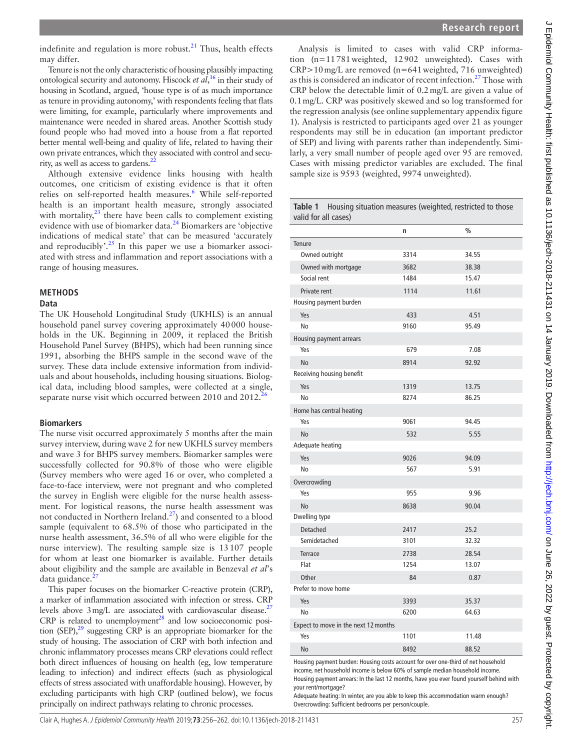indefinite and regulation is more robust.[21] Thus, health effects may differ.

Tenure is not the only characteristic of housing plausibly impacting ontological security and autonomy. Hiscock *et al*,[16] in their study of housing in Scotland, argued, 'house type is of as much importance as tenure in providing autonomy,' with respondents feeling that flats were limiting, for example, particularly where improvements and maintenance were needed in shared areas. Another Scottish study found people who had moved into a house from a flat reported better mental well-being and quality of life, related to having their own private entrances, which they associated with control and security, as well as access to gardens.[22]

Although extensive evidence links housing with health outcomes, one criticism of existing evidence is that it often relies on self-reported health measures.[6] While self-reported health is an important health measure, strongly associated with mortality,[23] there have been calls to complement existing evidence with use of biomarker data.[24] Biomarkers are 'objective indications of medical state' that can be measured 'accurately and reproducibly'.[25] In this paper we use a biomarker associated with stress and inflammation and report associations with a range of housing measures.

## METHODS

### Data

The UK Household Longitudinal Study (UKHLS) is an annual household panel survey covering approximately 40 000 households in the UK. Beginning in 2009, it replaced the British Household Panel Survey (BHPS), which had been running since 1991, absorbing the BHPS sample in the second wave of the survey. These data include extensive information from individuals and about households, including housing situations. Biological data, including blood samples, were collected at a single, separate nurse visit which occurred between 2010 and 2012.[26]

### Biomarkers

The nurse visit occurred approximately 5 months after the main survey interview, during wave 2 for new UKHLS survey members and wave 3 for BHPS survey members. Biomarker samples were successfully collected for 90.8% of those who were eligible (Survey members who were aged 16 or over, who completed a face-to-face interview, were not pregnant and who completed the survey in English were eligible for the nurse health assessment. For logistical reasons, the nurse health assessment was not conducted in Northern Ireland.[27]) and consented to a blood sample (equivalent to 68.5% of those who participated in the nurse health assessment, 36.5% of all who were eligible for the nurse interview). The resulting sample size is 13 107 people for whom at least one biomarker is available. Further details about eligibility and the sample are available in Benzeval *et al*'s data guidance.[27]

This paper focuses on the biomarker C-reactive protein (CRP), a marker of inflammation associated with infection or stress. CRP levels above 3 mg/L are associated with cardiovascular disease.[27] CRP is related to unemployment[28] and low socioeconomic position (SEP),[29] suggesting CRP is an appropriate biomarker for the study of housing. The association of CRP with both infection and chronic inflammatory processes means CRP elevations could reflect both direct influences of housing on health (eg, low temperature leading to infection) and indirect effects (such as physiological effects of stress associated with unaffordable housing). However, by excluding participants with high CRP (outlined below), we focus principally on indirect pathways relating to chronic processes.

Analysis is limited to cases with valid CRP information (n=11 781 weighted, 12 902 unweighted). Cases with CRP>10 mg/L are removed (n=641 weighted, 716 unweighted) as this is considered an indicator of recent infection.[27] Those with CRP below the detectable limit of 0.2 mg/L are given a value of 0.1 mg/L. CRP was positively skewed and so log transformed for the regression analysis (see online supplementary appendix figure 1). Analysis is restricted to participants aged over 21 as younger respondents may still be in education (an important predictor of SEP) and living with parents rather than independently. Similarly, a very small number of people aged over 95 are removed. Cases with missing predictor variables are excluded. The final sample size is 9593 (weighted, 9974 unweighted).

**Table 1** Housing situation measures (weighted, restricted to those valid for all cases)

| | n | % |
|---|---|---|
| Tenure | | |
| Owned outright | 3314 | 34.55 |
| Owned with mortgage | 3682 | 38.38 |
| Social rent | 1484 | 15.47 |
| Private rent | 1114 | 11.61 |
| Housing payment burden | | |
| Yes | 433 | 4.51 |
| No | 9160 | 95.49 |
| Housing payment arrears | | |
| Yes | 679 | 7.08 |
| No | 8914 | 92.92 |
| Receiving housing benefit | | |
| Yes | 1319 | 13.75 |
| No | 8274 | 86.25 |
| Home has central heating | | |
| Yes | 9061 | 94.45 |
| No | 532 | 5.55 |
| Adequate heating | | |
| Yes | 9026 | 94.09 |
| No | 567 | 5.91 |
| Overcrowding | | |
| Yes | 955 | 9.96 |
| No | 8638 | 90.04 |
| Dwelling type | | |
| Detached | 2417 | 25.2 |
| Semidetached | 3101 | 32.32 |
| Terrace | 2738 | 28.54 |
| Flat | 1254 | 13.07 |
| Other | 84 | 0.87 |
| Prefer to move home | | |
| Yes | 3393 | 35.37 |
| No | 6200 | 64.63 |
| Expect to move in the next 12 months | | |
| Yes | 1101 | 11.48 |
| No | 8492 | 88.52 |

Housing payment burden: Housing costs account for over one-third of net household income, net household income is below 60% of sample median household income.
Housing payment arrears: In the last 12 months, have you ever found yourself behind with your rent/mortgage?
Adequate heating: In winter, are you able to keep this accommodation warm enough?
Overcrowding: Sufficient bedrooms per person/couple.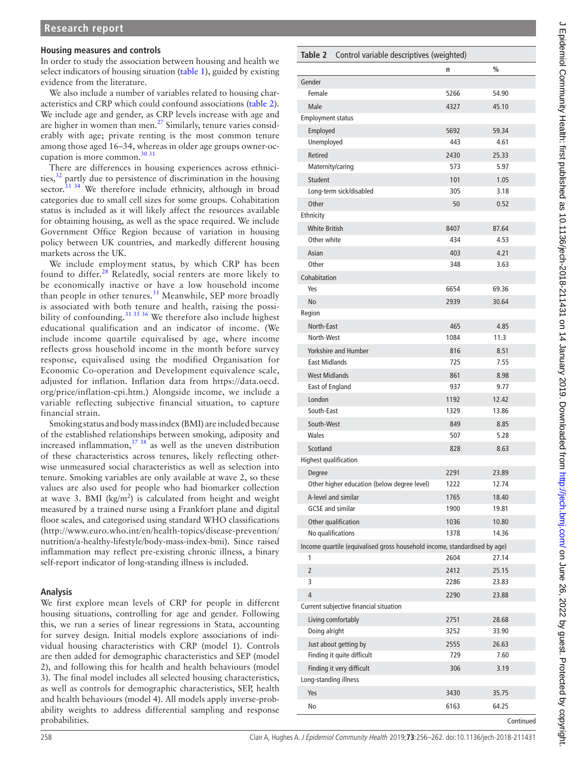### Housing measures and controls

In order to study the association between housing and health we select indicators of housing situation (table 1), guided by existing evidence from the literature.

We also include a number of variables related to housing characteristics and CRP which could confound associations (table 2). We include age and gender, as CRP levels increase with age and are higher in women than men.[27] Similarly, tenure varies considerably with age; private renting is the most common tenure among those aged 16–34, whereas in older age groups owner-occupation is more common.[30 31]

There are differences in housing experiences across ethnicities,[32] partly due to persistence of discrimination in the housing sector.[33 34] We therefore include ethnicity, although in broad categories due to small cell sizes for some groups. Cohabitation status is included as it will likely affect the resources available for obtaining housing, as well as the space required. We include Government Office Region because of variation in housing policy between UK countries, and markedly different housing markets across the UK.

We include employment status, by which CRP has been found to differ.[28] Relatedly, social renters are more likely to be economically inactive or have a low household income than people in other tenures.[31] Meanwhile, SEP more broadly is associated with both tenure and health, raising the possibility of confounding.[31 35 36] We therefore also include highest educational qualification and an indicator of income. (We include income quartile equivalised by age, where income reflects gross household income in the month before survey response, equivalised using the modified Organisation for Economic Co-operation and Development equivalence scale, adjusted for inflation. Inflation data from https://data.oecd.org/price/inflation-cpi.htm.) Alongside income, we include a variable reflecting subjective financial situation, to capture financial strain.

Smoking status and body mass index (BMI) are included because of the established relationships between smoking, adiposity and increased inflammation,[37 38] as well as the uneven distribution of these characteristics across tenures, likely reflecting otherwise unmeasured social characteristics as well as selection into tenure. Smoking variables are only available at wave 2, so these values are also used for people who had biomarker collection at wave 3. BMI (kg/m$^2$) is calculated from height and weight measured by a trained nurse using a Frankfort plane and digital floor scales, and categorised using standard WHO classifications (http://www.euro.who.int/en/health-topics/disease-prevention/nutrition/a-healthy-lifestyle/body-mass-index-bmi). Since raised inflammation may reflect pre-existing chronic illness, a binary self-report indicator of long-standing illness is included.

### Analysis

We first explore mean levels of CRP for people in different housing situations, controlling for age and gender. Following this, we run a series of linear regressions in Stata, accounting for survey design. Initial models explore associations of individual housing characteristics with CRP (model 1). Controls are then added for demographic characteristics and SEP (model 2), and following this for health and health behaviours (model 3). The final model includes all selected housing characteristics, as well as controls for demographic characteristics, SEP, health and health behaviours (model 4). All models apply inverse-probability weights to address differential sampling and response probabilities.

**Table 2** Control variable descriptives (weighted)

| | n | % |
|---|---|---|
| **Gender** | | |
| Female | 5266 | 54.90 |
| Male | 4327 | 45.10 |
| **Employment status** | | |
| Employed | 5692 | 59.34 |
| Unemployed | 443 | 4.61 |
| Retired | 2430 | 25.33 |
| Maternity/caring | 573 | 5.97 |
| Student | 101 | 1.05 |
| Long-term sick/disabled | 305 | 3.18 |
| Other | 50 | 0.52 |
| **Ethnicity** | | |
| White British | 8407 | 87.64 |
| Other white | 434 | 4.53 |
| Asian | 403 | 4.21 |
| Other | 348 | 3.63 |
| **Cohabitation** | | |
| Yes | 6654 | 69.36 |
| No | 2939 | 30.64 |
| **Region** | | |
| North-East | 465 | 4.85 |
| North-West | 1084 | 11.3 |
| Yorkshire and Humber | 816 | 8.51 |
| East Midlands | 725 | 7.55 |
| West Midlands | 861 | 8.98 |
| East of England | 937 | 9.77 |
| London | 1192 | 12.42 |
| South-East | 1329 | 13.86 |
| South-West | 849 | 8.85 |
| Wales | 507 | 5.28 |
| Scotland | 828 | 8.63 |
| **Highest qualification** | | |
| Degree | 2291 | 23.89 |
| Other higher education (below degree level) | 1222 | 12.74 |
| A-level and similar | 1765 | 18.40 |
| GCSE and similar | 1900 | 19.81 |
| Other qualification | 1036 | 10.80 |
| No qualifications | 1378 | 14.36 |
| **Income quartile (equivalised gross household income, standardised by age)** | | |
| 1 | 2604 | 27.14 |
| 2 | 2412 | 25.15 |
| 3 | 2286 | 23.83 |
| 4 | 2290 | 23.88 |
| **Current subjective financial situation** | | |
| Living comfortably | 2751 | 28.68 |
| Doing alright | 3252 | 33.90 |
| Just about getting by | 2555 | 26.63 |
| Finding it quite difficult | 729 | 7.60 |
| Finding it very difficult | 306 | 3.19 |
| **Long-standing illness** | | |
| Yes | 3430 | 35.75 |
| No | 6163 | 64.25 |

Continued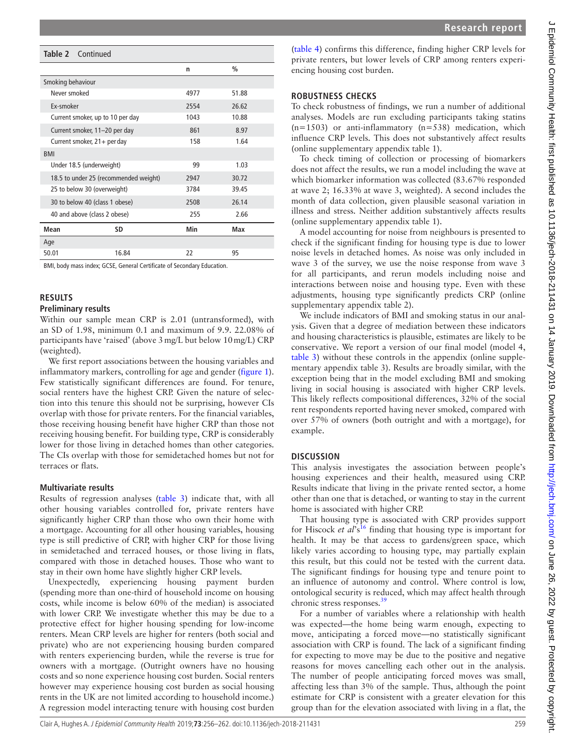**Table 2** Continued

| | | n | % |
|---|---|---|---|
| Smoking behaviour | | | |
| Never smoked | | 4977 | 51.88 |
| Ex-smoker | | 2554 | 26.62 |
| Current smoker, up to 10 per day | | 1043 | 10.88 |
| Current smoker, 11–20 per day | | 861 | 8.97 |
| Current smoker, 21+ per day | | 158 | 1.64 |
| BMI | | | |
| Under 18.5 (underweight) | | 99 | 1.03 |
| 18.5 to under 25 (recommended weight) | | 2947 | 30.72 |
| 25 to below 30 (overweight) | | 3784 | 39.45 |
| 30 to below 40 (class 1 obese) | | 2508 | 26.14 |
| 40 and above (class 2 obese) | | 255 | 2.66 |
| **Mean** | **SD** | **Min** | **Max** |
| Age | | | |
| 50.01 | 16.84 | 22 | 95 |

BMI, body mass index; GCSE, General Certificate of Secondary Education.

## RESULTS

### Preliminary results

Within our sample mean CRP is 2.01 (untransformed), with an SD of 1.98, minimum 0.1 and maximum of 9.9. 22.08% of participants have 'raised' (above 3 mg/L but below 10 mg/L) CRP (weighted).

We first report associations between the housing variables and inflammatory markers, controlling for age and gender (figure 1). Few statistically significant differences are found. For tenure, social renters have the highest CRP. Given the nature of selection into this tenure this should not be surprising, however CIs overlap with those for private renters. For the financial variables, those receiving housing benefit have higher CRP than those not receiving housing benefit. For building type, CRP is considerably lower for those living in detached homes than other categories. The CIs overlap with those for semidetached homes but not for terraces or flats.

### Multivariate results

Results of regression analyses (table 3) indicate that, with all other housing variables controlled for, private renters have significantly higher CRP than those who own their home with a mortgage. Accounting for all other housing variables, housing type is still predictive of CRP, with higher CRP for those living in semidetached and terraced houses, or those living in flats, compared with those in detached houses. Those who want to stay in their own home have slightly higher CRP levels.

Unexpectedly, experiencing housing payment burden (spending more than one-third of household income on housing costs, while income is below 60% of the median) is associated with lower CRP. We investigate whether this may be due to a protective effect for higher housing spending for low-income renters. Mean CRP levels are higher for renters (both social and private) who are not experiencing housing burden compared with renters experiencing burden, while the reverse is true for owners with a mortgage. (Outright owners have no housing costs and so none experience housing cost burden. Social renters however may experience housing cost burden as social housing rents in the UK are not limited according to household income.) A regression model interacting tenure with housing cost burden (table 4) confirms this difference, finding higher CRP levels for private renters, but lower levels of CRP among renters experiencing housing cost burden.

## ROBUSTNESS CHECKS

To check robustness of findings, we run a number of additional analyses. Models are run excluding participants taking statins (n=1503) or anti-inflammatory (n=538) medication, which influence CRP levels. This does not substantively affect results (online supplementary appendix table 1).

To check timing of collection or processing of biomarkers does not affect the results, we run a model including the wave at which biomarker information was collected (83.67% responded at wave 2; 16.33% at wave 3, weighted). A second includes the month of data collection, given plausible seasonal variation in illness and stress. Neither addition substantively affects results (online supplementary appendix table 1).

A model accounting for noise from neighbours is presented to check if the significant finding for housing type is due to lower noise levels in detached homes. As noise was only included in wave 3 of the survey, we use the noise response from wave 3 for all participants, and rerun models including noise and interactions between noise and housing type. Even with these adjustments, housing type significantly predicts CRP (online supplementary appendix table 2).

We include indicators of BMI and smoking status in our analysis. Given that a degree of mediation between these indicators and housing characteristics is plausible, estimates are likely to be conservative. We report a version of our final model (model 4, table 3) without these controls in the appendix (online supplementary appendix table 3). Results are broadly similar, with the exception being that in the model excluding BMI and smoking living in social housing is associated with higher CRP levels. This likely reflects compositional differences, 32% of the social rent respondents reported having never smoked, compared with over 57% of owners (both outright and with a mortgage), for example.

## DISCUSSION

This analysis investigates the association between people's housing experiences and their health, measured using CRP. Results indicate that living in the private rented sector, a home other than one that is detached, or wanting to stay in the current home is associated with higher CRP.

That housing type is associated with CRP provides support for Hiscock *et al*'s[16] finding that housing type is important for health. It may be that access to gardens/green space, which likely varies according to housing type, may partially explain this result, but this could not be tested with the current data. The significant findings for housing type and tenure point to an influence of autonomy and control. Where control is low, ontological security is reduced, which may affect health through chronic stress responses.[39]

For a number of variables where a relationship with health was expected—the home being warm enough, expecting to move, anticipating a forced move—no statistically significant association with CRP is found. The lack of a significant finding for expecting to move may be due to the positive and negative reasons for moves cancelling each other out in the analysis. The number of people anticipating forced moves was small, affecting less than 3% of the sample. Thus, although the point estimate for CRP is consistent with a greater elevation for this group than for the elevation associated with living in a flat, the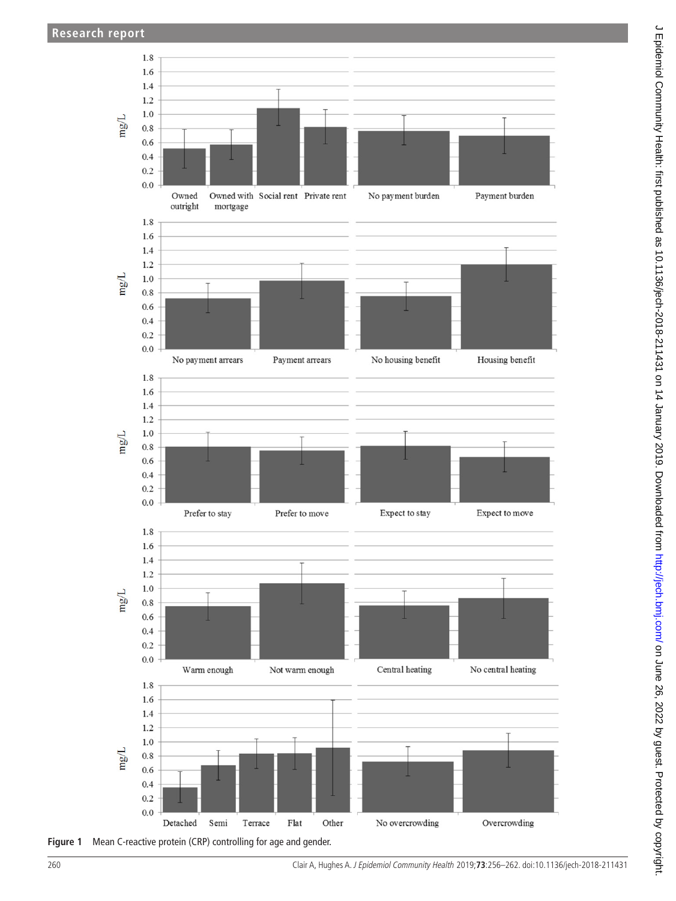Figure 1 Mean C-reactive protein (CRP) controlling for age and gender.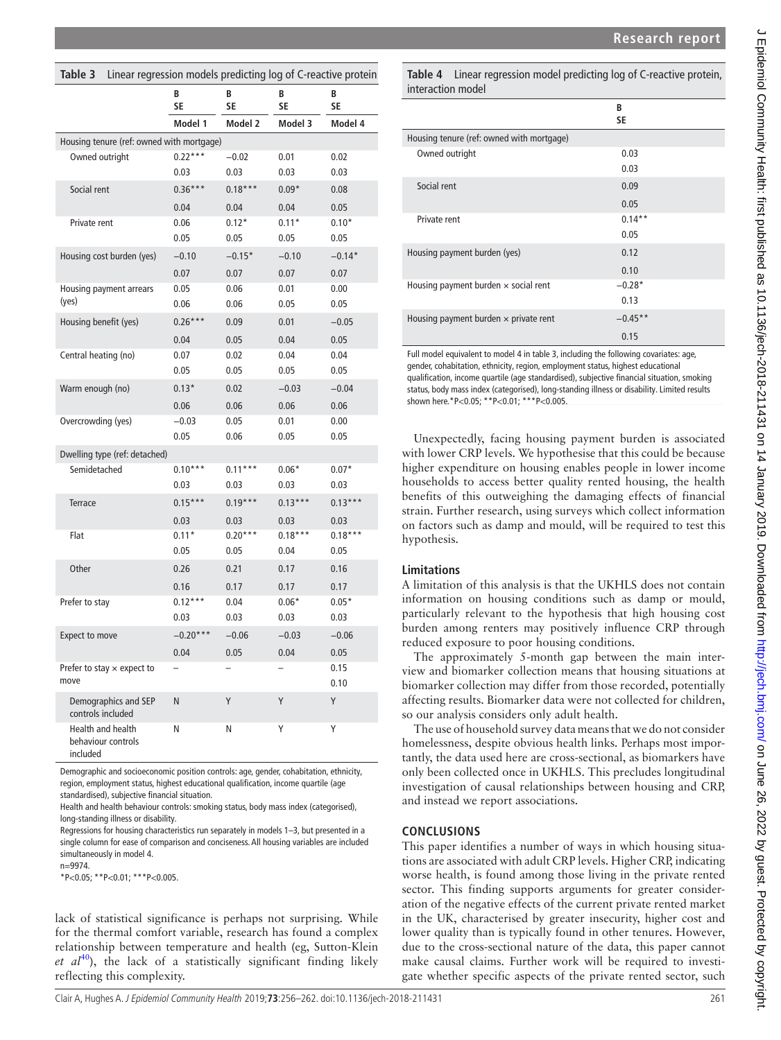**Table 3** Linear regression models predicting log of C-reactive protein

| | B<br>SE<br>Model 1 | B<br>SE<br>Model 2 | B<br>SE<br>Model 3 | B<br>SE<br>Model 4 |
|---|---|---|---|---|
| Housing tenure (ref: owned with mortgage) | | | | |
| Owned outright | 0.22*** | −0.02 | 0.01 | 0.02 |
| | 0.03 | 0.03 | 0.03 | 0.03 |
| Social rent | 0.36*** | 0.18*** | 0.09* | 0.08 |
| | 0.04 | 0.04 | 0.04 | 0.05 |
| Private rent | 0.06 | 0.12* | 0.11* | 0.10* |
| | 0.05 | 0.05 | 0.05 | 0.05 |
| Housing cost burden (yes) | −0.10 | −0.15* | −0.10 | −0.14* |
| | 0.07 | 0.07 | 0.07 | 0.07 |
| Housing payment arrears (yes) | 0.05 | 0.06 | 0.01 | 0.00 |
| | 0.06 | 0.06 | 0.05 | 0.05 |
| Housing benefit (yes) | 0.26*** | 0.09 | 0.01 | −0.05 |
| | 0.04 | 0.05 | 0.04 | 0.05 |
| Central heating (no) | 0.07 | 0.02 | 0.04 | 0.04 |
| | 0.05 | 0.05 | 0.05 | 0.05 |
| Warm enough (no) | 0.13* | 0.02 | −0.03 | −0.04 |
| | 0.06 | 0.06 | 0.06 | 0.06 |
| Overcrowding (yes) | −0.03 | 0.05 | 0.01 | 0.00 |
| | 0.05 | 0.06 | 0.05 | 0.05 |
| Dwelling type (ref: detached) | | | | |
| Semidetached | 0.10*** | 0.11*** | 0.06* | 0.07* |
| | 0.03 | 0.03 | 0.03 | 0.03 |
| Terrace | 0.15*** | 0.19*** | 0.13*** | 0.13*** |
| | 0.03 | 0.03 | 0.03 | 0.03 |
| Flat | 0.11* | 0.20*** | 0.18*** | 0.18*** |
| | 0.05 | 0.05 | 0.04 | 0.05 |
| Other | 0.26 | 0.21 | 0.17 | 0.16 |
| | 0.16 | 0.17 | 0.17 | 0.17 |
| Prefer to stay | 0.12*** | 0.04 | 0.06* | 0.05* |
| | 0.03 | 0.03 | 0.03 | 0.03 |
| Expect to move | −0.20*** | −0.06 | −0.03 | −0.06 |
| | 0.04 | 0.05 | 0.04 | 0.05 |
| Prefer to stay × expect to move | – | – | – | 0.15 |
| | | | | 0.10 |
| Demographics and SEP controls included | N | Y | Y | Y |
| Health and health behaviour controls included | N | N | Y | Y |

Demographic and socioeconomic position controls: age, gender, cohabitation, ethnicity, region, employment status, highest educational qualification, income quartile (age standardised), subjective financial situation.
Health and health behaviour controls: smoking status, body mass index (categorised), long-standing illness or disability.
Regressions for housing characteristics run separately in models 1–3, but presented in a single column for ease of comparison and conciseness. All housing variables are included simultaneously in model 4.
n=9974.
*P<0.05; **P<0.01; ***P<0.005.

lack of statistical significance is perhaps not surprising. While for the thermal comfort variable, research has found a complex relationship between temperature and health (eg, Sutton-Klein *et al*[40]), the lack of a statistically significant finding likely reflecting this complexity.

**Table 4** Linear regression model predicting log of C-reactive protein, interaction model

| | B<br>SE |
|---|---|
| Housing tenure (ref: owned with mortgage) | |
| Owned outright | 0.03 |
| | 0.03 |
| Social rent | 0.09 |
| | 0.05 |
| Private rent | 0.14** |
| | 0.05 |
| Housing payment burden (yes) | 0.12 |
| | 0.10 |
| Housing payment burden × social rent | −0.28* |
| | 0.13 |
| Housing payment burden × private rent | −0.45** |
| | 0.15 |

Full model equivalent to model 4 in table 3, including the following covariates: age, gender, cohabitation, ethnicity, region, employment status, highest educational qualification, income quartile (age standardised), subjective financial situation, smoking status, body mass index (categorised), long-standing illness or disability. Limited results shown here.*P<0.05; **P<0.01; ***P<0.005.

Unexpectedly, facing housing payment burden is associated with lower CRP levels. We hypothesise that this could be because higher expenditure on housing enables people in lower income households to access better quality rented housing, the health benefits of this outweighing the damaging effects of financial strain. Further research, using surveys which collect information on factors such as damp and mould, will be required to test this hypothesis.

### Limitations

A limitation of this analysis is that the UKHLS does not contain information on housing conditions such as damp or mould, particularly relevant to the hypothesis that high housing cost burden among renters may positively influence CRP through reduced exposure to poor housing conditions.

The approximately 5-month gap between the main interview and biomarker collection means that housing situations at biomarker collection may differ from those recorded, potentially affecting results. Biomarker data were not collected for children, so our analysis considers only adult health.

The use of household survey data means that we do not consider homelessness, despite obvious health links. Perhaps most importantly, the data used here are cross-sectional, as biomarkers have only been collected once in UKHLS. This precludes longitudinal investigation of causal relationships between housing and CRP, and instead we report associations.

## CONCLUSIONS

This paper identifies a number of ways in which housing situations are associated with adult CRP levels. Higher CRP, indicating worse health, is found among those living in the private rented sector. This finding supports arguments for greater consideration of the negative effects of the current private rented market in the UK, characterised by greater insecurity, higher cost and lower quality than is typically found in other tenures. However, due to the cross-sectional nature of the data, this paper cannot make causal claims. Further work will be required to investigate whether specific aspects of the private rented sector, such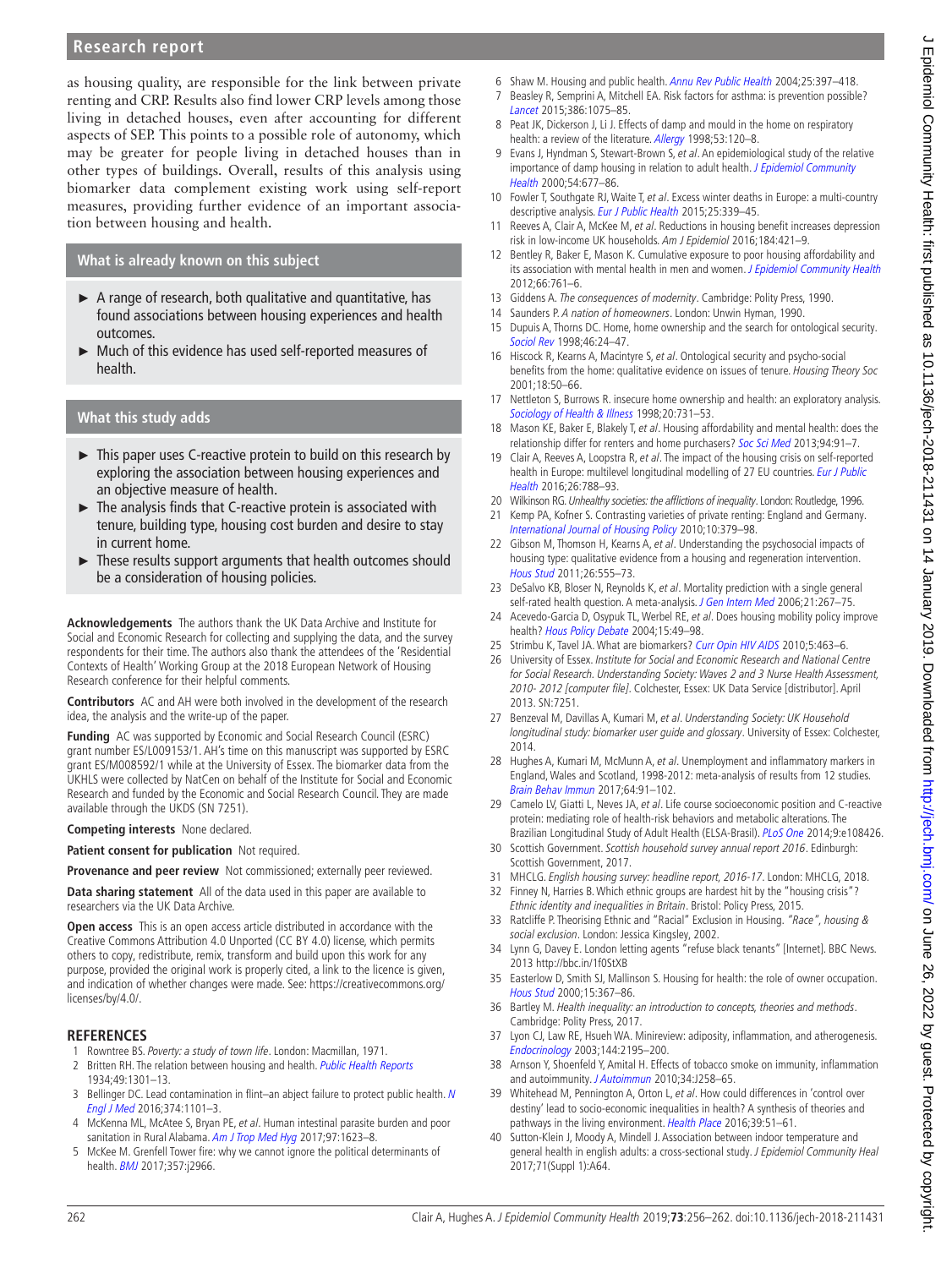as housing quality, are responsible for the link between private renting and CRP. Results also find lower CRP levels among those living in detached houses, even after accounting for different aspects of SEP. This points to a possible role of autonomy, which may be greater for people living in detached houses than in other types of buildings. Overall, results of this analysis using biomarker data complement existing work using self-report measures, providing further evidence of an important association between housing and health.

### What is already known on this subject

- A range of research, both qualitative and quantitative, has found associations between housing experiences and health outcomes.
- Much of this evidence has used self-reported measures of health.

### What this study adds

- This paper uses C-reactive protein to build on this research by exploring the association between housing experiences and an objective measure of health.
- The analysis finds that C-reactive protein is associated with tenure, building type, housing cost burden and desire to stay in current home.
- These results support arguments that health outcomes should be a consideration of housing policies.

**Acknowledgements** The authors thank the UK Data Archive and Institute for Social and Economic Research for collecting and supplying the data, and the survey respondents for their time. The authors also thank the attendees of the 'Residential Contexts of Health' Working Group at the 2018 European Network of Housing Research conference for their helpful comments.

**Contributors** AC and AH were both involved in the development of the research idea, the analysis and the write-up of the paper.

**Funding** AC was supported by Economic and Social Research Council (ESRC) grant number ES/L009153/1. AH's time on this manuscript was supported by ESRC grant ES/M008592/1 while at the University of Essex. The biomarker data from the UKHLS were collected by NatCen on behalf of the Institute for Social and Economic Research and funded by the Economic and Social Research Council. They are made available through the UKDS (SN 7251).

**Competing interests** None declared.

**Patient consent for publication** Not required.

**Provenance and peer review** Not commissioned; externally peer reviewed.

**Data sharing statement** All of the data used in this paper are available to researchers via the UK Data Archive.

**Open access** This is an open access article distributed in accordance with the Creative Commons Attribution 4.0 Unported (CC BY 4.0) license, which permits others to copy, redistribute, remix, transform and build upon this work for any purpose, provided the original work is properly cited, a link to the licence is given, and indication of whether changes were made. See: https://creativecommons.org/licenses/by/4.0/.

## REFERENCES

1. Rowntree BS. *Poverty: a study of town life*. London: Macmillan, 1971.
2. Britten RH. The relation between housing and health. *Public Health Reports* 1934;49:1301–13.
3. Bellinger DC. Lead contamination in flint–an abject failure to protect public health. *N Engl J Med* 2016;374:1101–3.
4. McKenna ML, McAtee S, Bryan PE, *et al*. Human intestinal parasite burden and poor sanitation in Rural Alabama. *Am J Trop Med Hyg* 2017;97:1623–8.
5. McKee M. Grenfell Tower fire: why we cannot ignore the political determinants of health. *BMJ* 2017;357:j2966.
6. Shaw M. Housing and public health. *Annu Rev Public Health* 2004;25:397–418.
7. Beasley R, Semprini A, Mitchell EA. Risk factors for asthma: is prevention possible? *Lancet* 2015;386:1075–85.
8. Peat JK, Dickerson J, Li J. Effects of damp and mould in the home on respiratory health: a review of the literature. *Allergy* 1998;53:120–8.
9. Evans J, Hyndman S, Stewart-Brown S, *et al*. An epidemiological study of the relative importance of damp housing in relation to adult health. *J Epidemiol Community Health* 2000;54:677–86.
10. Fowler T, Southgate RJ, Waite T, *et al*. Excess winter deaths in Europe: a multi-country descriptive analysis. *Eur J Public Health* 2015;25:339–45.
11. Reeves A, Clair A, McKee M, *et al*. Reductions in housing benefit increases depression risk in low-income UK households. *Am J Epidemiol* 2016;184:421–9.
12. Bentley R, Baker E, Mason K. Cumulative exposure to poor housing affordability and its association with mental health in men and women. *J Epidemiol Community Health* 2012;66:761–6.
13. Giddens A. *The consequences of modernity*. Cambridge: Polity Press, 1990.
14. Saunders P. *A nation of homeowners*. London: Unwin Hyman, 1990.
15. Dupuis A, Thorns DC. Home, home ownership and the search for ontological security. *Sociol Rev* 1998;46:24–47.
16. Hiscock R, Kearns A, Macintyre S, *et al*. Ontological security and psycho-social benefits from the home: qualitative evidence on issues of tenure. *Housing Theory Soc* 2001;18:50–66.
17. Nettleton S, Burrows R. insecure home ownership and health: an exploratory analysis. *Sociology of Health & Illness* 1998;20:731–53.
18. Mason KE, Baker E, Blakely T, *et al*. Housing affordability and mental health: does the relationship differ for renters and home purchasers? *Soc Sci Med* 2013;94:91–7.
19. Clair A, Reeves A, Loopstra R, *et al*. The impact of the housing crisis on self-reported health in Europe: multilevel longitudinal modelling of 27 EU countries. *Eur J Public Health* 2016;26:788–93.
20. Wilkinson RG. *Unhealthy societies: the afflictions of inequality*. London: Routledge, 1996.
21. Kemp PA, Kofner S. Contrasting varieties of private renting: England and Germany. *International Journal of Housing Policy* 2010;10:379–98.
22. Gibson M, Thomson H, Kearns A, *et al*. Understanding the psychosocial impacts of housing type: qualitative evidence from a housing and regeneration intervention. *Hous Stud* 2011;26:555–73.
23. DeSalvo KB, Bloser N, Reynolds K, *et al*. Mortality prediction with a single general self-rated health question. A meta-analysis. *J Gen Intern Med* 2006;21:267–75.
24. Acevedo-Garcia D, Osypuk TL, Werbel RE, *et al*. Does housing mobility policy improve health? *Hous Policy Debate* 2004;15:49–98.
25. Strimbu K, Tavel JA. What are biomarkers? *Curr Opin HIV AIDS* 2010;5:463–6.
26. University of Essex. *Institute for Social and Economic Research and National Centre for Social Research. Understanding Society: Waves 2 and 3 Nurse Health Assessment, 2010- 2012 [computer file]*. Colchester, Essex: UK Data Service [distributor]. April 2013. SN:7251.
27. Benzeval M, Davillas A, Kumari M, *et al*. *Understanding Society: UK Household longitudinal study: biomarker user guide and glossary*. University of Essex: Colchester, 2014.
28. Hughes A, Kumari M, McMunn A, *et al*. Unemployment and inflammatory markers in England, Wales and Scotland, 1998-2012: meta-analysis of results from 12 studies. *Brain Behav Immun* 2017;64:91–102.
29. Camelo LV, Giatti L, Neves JA, *et al*. Life course socioeconomic position and C-reactive protein: mediating role of health-risk behaviors and metabolic alterations. The Brazilian Longitudinal Study of Adult Health (ELSA-Brasil). *PLoS One* 2014;9:e108426.
30. Scottish Government. *Scottish household survey annual report 2016*. Edinburgh: Scottish Government, 2017.
31. MHCLG. *English housing survey: headline report, 2016-17*. London: MHCLG, 2018.
32. Finney N, Harries B. Which ethnic groups are hardest hit by the "housing crisis"? *Ethnic identity and inequalities in Britain*. Bristol: Policy Press, 2015.
33. Ratcliffe P. Theorising Ethnic and "Racial" Exclusion in Housing. *"Race", housing & social exclusion*. London: Jessica Kingsley, 2002.
34. Lynn G, Davey E. London letting agents "refuse black tenants" [Internet]. BBC News. 2013 http://bbc.in/1f0StXB
35. Easterlow D, Smith SJ, Mallinson S. Housing for health: the role of owner occupation. *Hous Stud* 2000;15:367–86.
36. Bartley M. *Health inequality: an introduction to concepts, theories and methods*. Cambridge: Polity Press, 2017.
37. Lyon CJ, Law RE, Hsueh WA. Minireview: adiposity, inflammation, and atherogenesis. *Endocrinology* 2003;144:2195–200.
38. Arnson Y, Shoenfeld Y, Amital H. Effects of tobacco smoke on immunity, inflammation and autoimmunity. *J Autoimmun* 2010;34:J258–65.
39. Whitehead M, Pennington A, Orton L, *et al*. How could differences in 'control over destiny' lead to socio-economic inequalities in health? A synthesis of theories and pathways in the living environment. *Health Place* 2016;39:51–61.
40. Sutton-Klein J, Moody A, Mindell J. Association between indoor temperature and general health in english adults: a cross-sectional study. *J Epidemiol Community Heal* 2017;71(Suppl 1):A64.